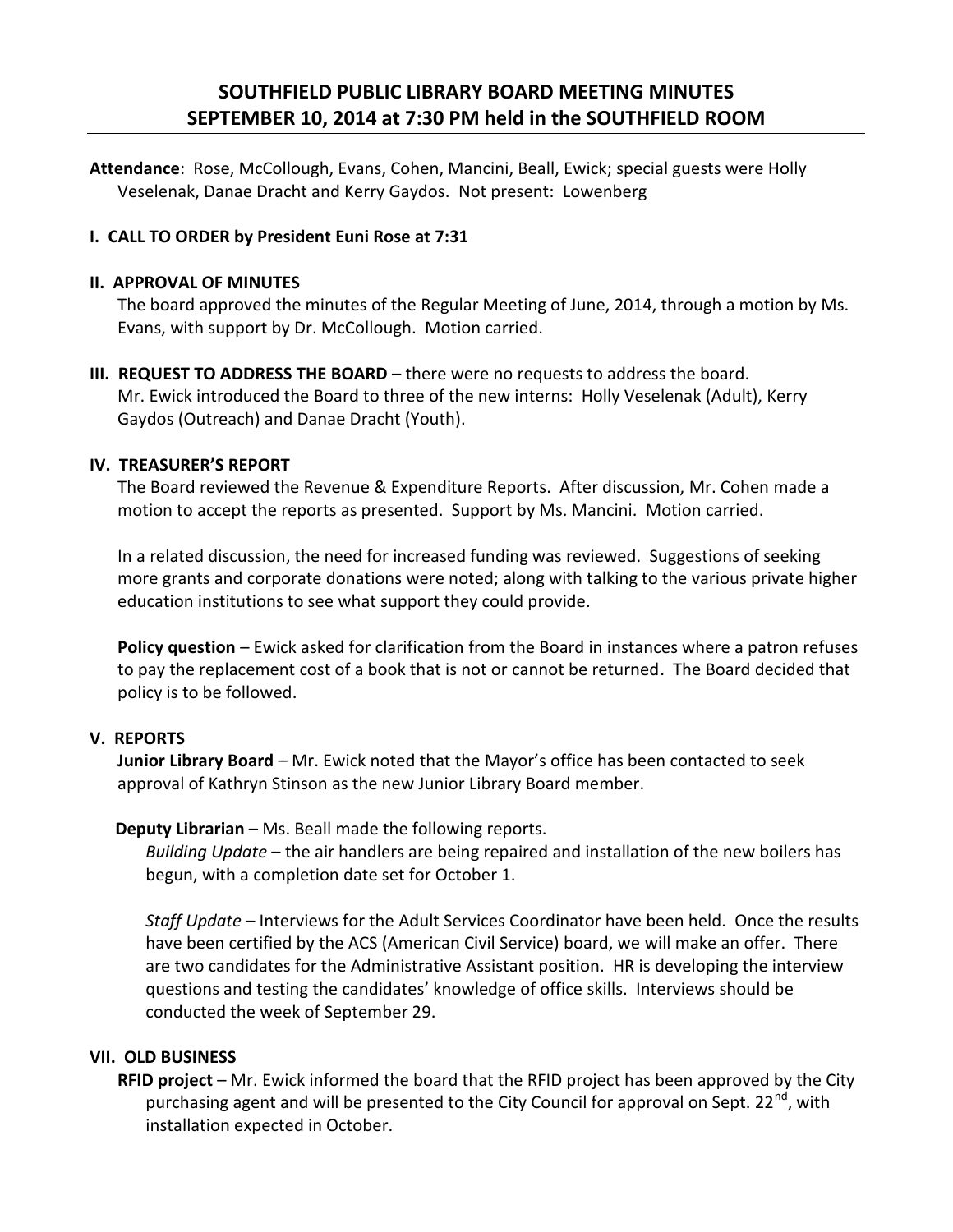# SOUTHFIELD PUBLIC LIBRARY BOARD MEETING MINUTES SEPTEMBER 10, 2014 at 7:30 PM held in the SOUTHFIELD ROOM

**Attendance**: Rose, McCollough, Evans, Cohen, Mancini, Beall, Ewick; special guests were Holly Veselenak, Danae Dracht and Kerry Gaydos. Not present: Lowenberg

## I. CALL TO ORDER by President Euni Rose at 7:31

## II. APPROVAL OF MINUTES

The board approved the minutes of the Regular Meeting of June, 2014, through a motion by Ms. Evans, with support by Dr. McCollough. Motion carried.

## III. REQUEST TO ADDRESS THE BOARD

**III. REQUEST TO ADDRESS THE BOARD** – there were no requests to address the board. Mr. Ewick introduced the Board to three of the new interns: Holly Veselenak (Adult), Kerry Gaydos (Outreach) and Danae Dracht (Youth).

## IV. TREASURER'S REPORT

The Board reviewed the Revenue & Expenditure Reports. After discussion, Mr. Cohen made a motion to accept the reports as presented. Support by Ms. Mancini. Motion carried.

In a related discussion, the need for increased funding was reviewed. Suggestions of seeking more grants and corporate donations were noted; along with talking to the various private higher education institutions to see what support they could provide.

**Policy question** – Ewick asked for clarification from the Board in instances where a patron refuses to pay the replacement cost of a book that is not or cannot be returned. The Board decided that policy is to be followed.

## V. REPORTS

**Junior Library Board** – Mr. Ewick noted that the Mayor's office has been contacted to seek approval of Kathryn Stinson as the new Junior Library Board member.

**Deputy Librarian** – Ms. Beall made the following reports.

*Building Update* – the air handlers are being repaired and installation of the new boilers has begun, with a completion date set for October 1.

*Staff Update* – Interviews for the Adult Services Coordinator have been held. Once the results have been certified by the ACS (American Civil Service) board, we will make an offer. There are two candidates for the Administrative Assistant position. HR is developing the interview questions and testing the candidates' knowledge of office skills. Interviews should be conducted the week of September 29.

## VII. OLD BUSINESS

**RFID project** – Mr. Ewick informed the board that the RFID project has been approved by the City purchasing agent and will be presented to the City Council for approval on Sept. 22nd, with installation expected in October.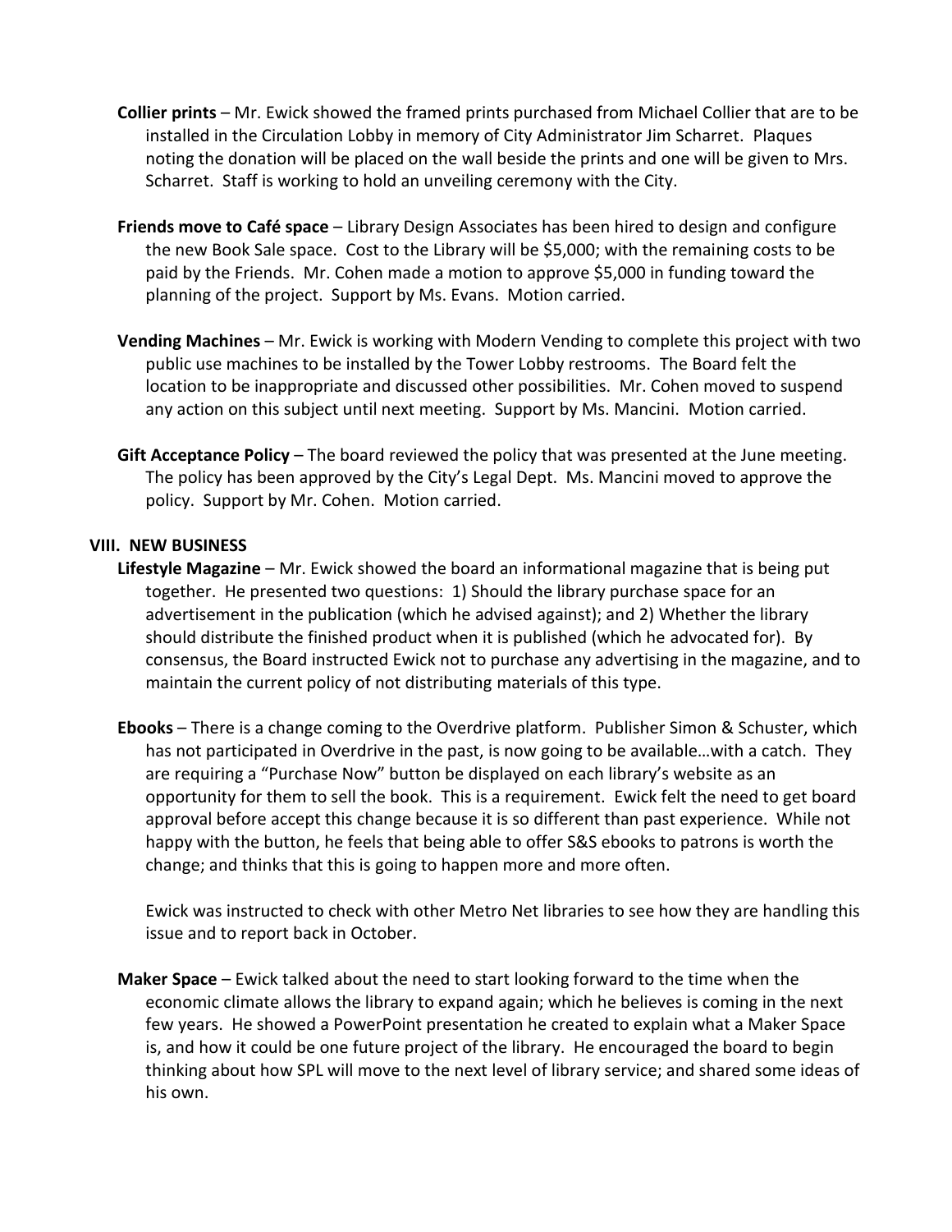**Collier prints** – Mr. Ewick showed the framed prints purchased from Michael Collier that are to be installed in the Circulation Lobby in memory of City Administrator Jim Scharret. Plaques noting the donation will be placed on the wall beside the prints and one will be given to Mrs. Scharret. Staff is working to hold an unveiling ceremony with the City.

**Friends move to Café space** – Library Design Associates has been hired to design and configure the new Book Sale space. Cost to the Library will be $5,000; with the remaining costs to be paid by the Friends. Mr. Cohen made a motion to approve $5,000 in funding toward the planning of the project. Support by Ms. Evans. Motion carried.

**Vending Machines** – Mr. Ewick is working with Modern Vending to complete this project with two public use machines to be installed by the Tower Lobby restrooms. The Board felt the location to be inappropriate and discussed other possibilities. Mr. Cohen moved to suspend any action on this subject until next meeting. Support by Ms. Mancini. Motion carried.

**Gift Acceptance Policy** – The board reviewed the policy that was presented at the June meeting. The policy has been approved by the City's Legal Dept. Ms. Mancini moved to approve the policy. Support by Mr. Cohen. Motion carried.

**VIII. NEW BUSINESS**

**Lifestyle Magazine** – Mr. Ewick showed the board an informational magazine that is being put together. He presented two questions: 1) Should the library purchase space for an advertisement in the publication (which he advised against); and 2) Whether the library should distribute the finished product when it is published (which he advocated for). By consensus, the Board instructed Ewick not to purchase any advertising in the magazine, and to maintain the current policy of not distributing materials of this type.

**Ebooks** – There is a change coming to the Overdrive platform. Publisher Simon & Schuster, which has not participated in Overdrive in the past, is now going to be available…with a catch. They are requiring a "Purchase Now" button be displayed on each library's website as an opportunity for them to sell the book. This is a requirement. Ewick felt the need to get board approval before accept this change because it is so different than past experience. While not happy with the button, he feels that being able to offer S&S ebooks to patrons is worth the change; and thinks that this is going to happen more and more often.

Ewick was instructed to check with other Metro Net libraries to see how they are handling this issue and to report back in October.

**Maker Space** – Ewick talked about the need to start looking forward to the time when the economic climate allows the library to expand again; which he believes is coming in the next few years. He showed a PowerPoint presentation he created to explain what a Maker Space is, and how it could be one future project of the library. He encouraged the board to begin thinking about how SPL will move to the next level of library service; and shared some ideas of his own.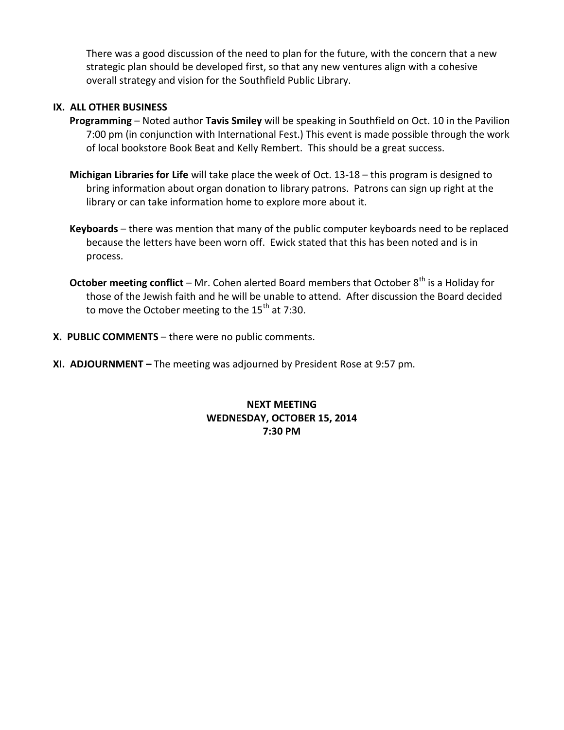There was a good discussion of the need to plan for the future, with the concern that a new strategic plan should be developed first, so that any new ventures align with a cohesive overall strategy and vision for the Southfield Public Library.

**IX. ALL OTHER BUSINESS**

**Programming** – Noted author **Tavis Smiley** will be speaking in Southfield on Oct. 10 in the Pavilion 7:00 pm (in conjunction with International Fest.) This event is made possible through the work of local bookstore Book Beat and Kelly Rembert. This should be a great success.

**Michigan Libraries for Life** will take place the week of Oct. 13-18 – this program is designed to bring information about organ donation to library patrons. Patrons can sign up right at the library or can take information home to explore more about it.

**Keyboards** – there was mention that many of the public computer keyboards need to be replaced because the letters have been worn off. Ewick stated that this has been noted and is in process.

**October meeting conflict** – Mr. Cohen alerted Board members that October 8th is a Holiday for those of the Jewish faith and he will be unable to attend. After discussion the Board decided to move the October meeting to the 15th at 7:30.

**X. PUBLIC COMMENTS** – there were no public comments.

**XI. ADJOURNMENT –** The meeting was adjourned by President Rose at 9:57 pm.

**NEXT MEETING**
**WEDNESDAY, OCTOBER 15, 2014**
**7:30 PM**